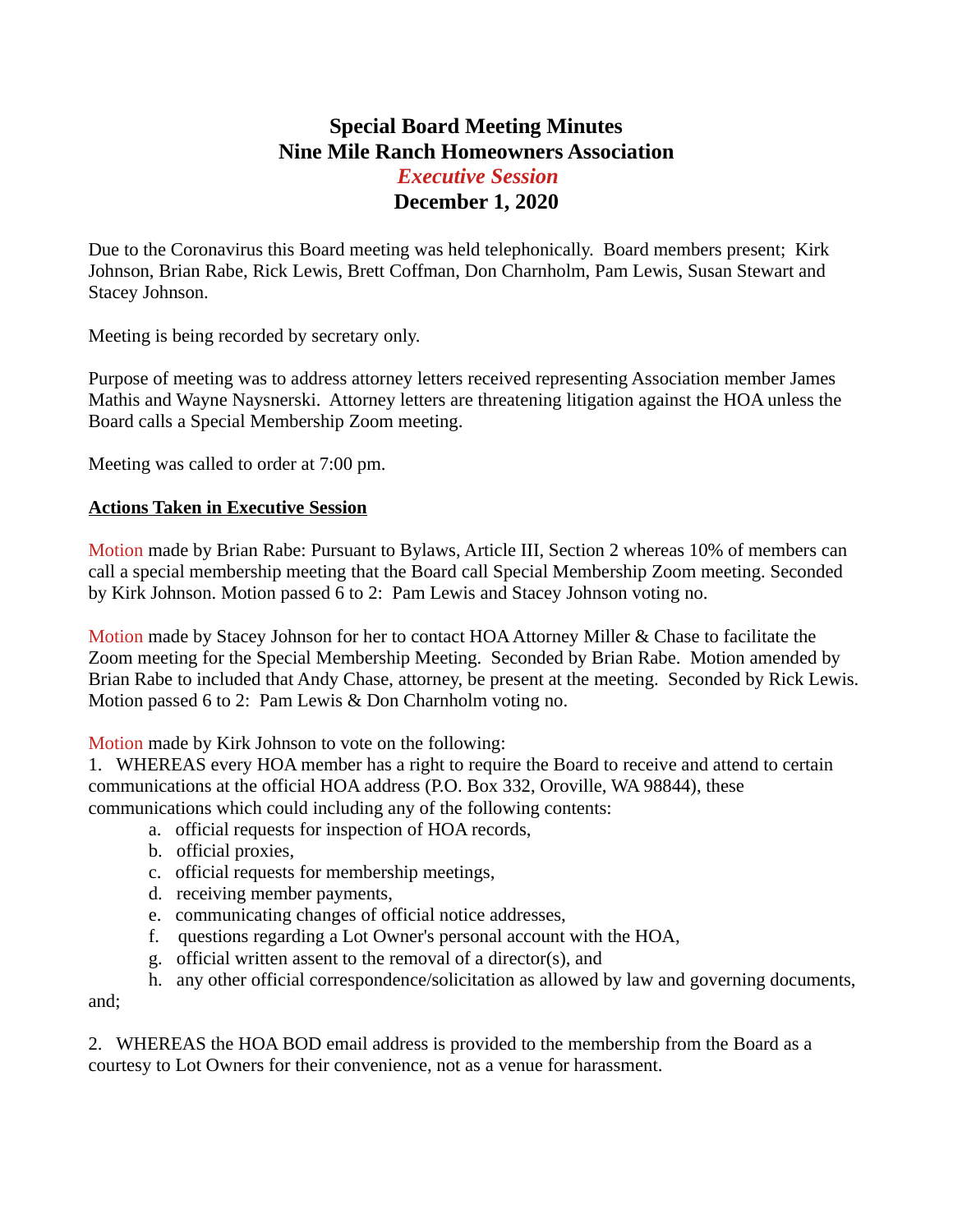# Special Board Meeting Minutes
# Nine Mile Ranch Homeowners Association
## *Executive Session*
## December 1, 2020

Due to the Coronavirus this Board meeting was held telephonically. Board members present; Kirk Johnson, Brian Rabe, Rick Lewis, Brett Coffman, Don Charnholm, Pam Lewis, Susan Stewart and Stacey Johnson.

Meeting is being recorded by secretary only.

Purpose of meeting was to address attorney letters received representing Association member James Mathis and Wayne Naysnerski. Attorney letters are threatening litigation against the HOA unless the Board calls a Special Membership Zoom meeting.

Meeting was called to order at 7:00 pm.

**Actions Taken in Executive Session**

Motion made by Brian Rabe: Pursuant to Bylaws, Article III, Section 2 whereas 10% of members can call a special membership meeting that the Board call Special Membership Zoom meeting. Seconded by Kirk Johnson. Motion passed 6 to 2: Pam Lewis and Stacey Johnson voting no.

Motion made by Stacey Johnson for her to contact HOA Attorney Miller & Chase to facilitate the Zoom meeting for the Special Membership Meeting. Seconded by Brian Rabe. Motion amended by Brian Rabe to included that Andy Chase, attorney, be present at the meeting. Seconded by Rick Lewis. Motion passed 6 to 2: Pam Lewis & Don Charnholm voting no.

Motion made by Kirk Johnson to vote on the following:

1. WHEREAS every HOA member has a right to require the Board to receive and attend to certain communications at the official HOA address (P.O. Box 332, Oroville, WA 98844), these communications which could including any of the following contents:
   a. official requests for inspection of HOA records,
   b. official proxies,
   c. official requests for membership meetings,
   d. receiving member payments,
   e. communicating changes of official notice addresses,
   f. questions regarding a Lot Owner's personal account with the HOA,
   g. official written assent to the removal of a director(s), and
   h. any other official correspondence/solicitation as allowed by law and governing documents,

and;

2. WHEREAS the HOA BOD email address is provided to the membership from the Board as a courtesy to Lot Owners for their convenience, not as a venue for harassment.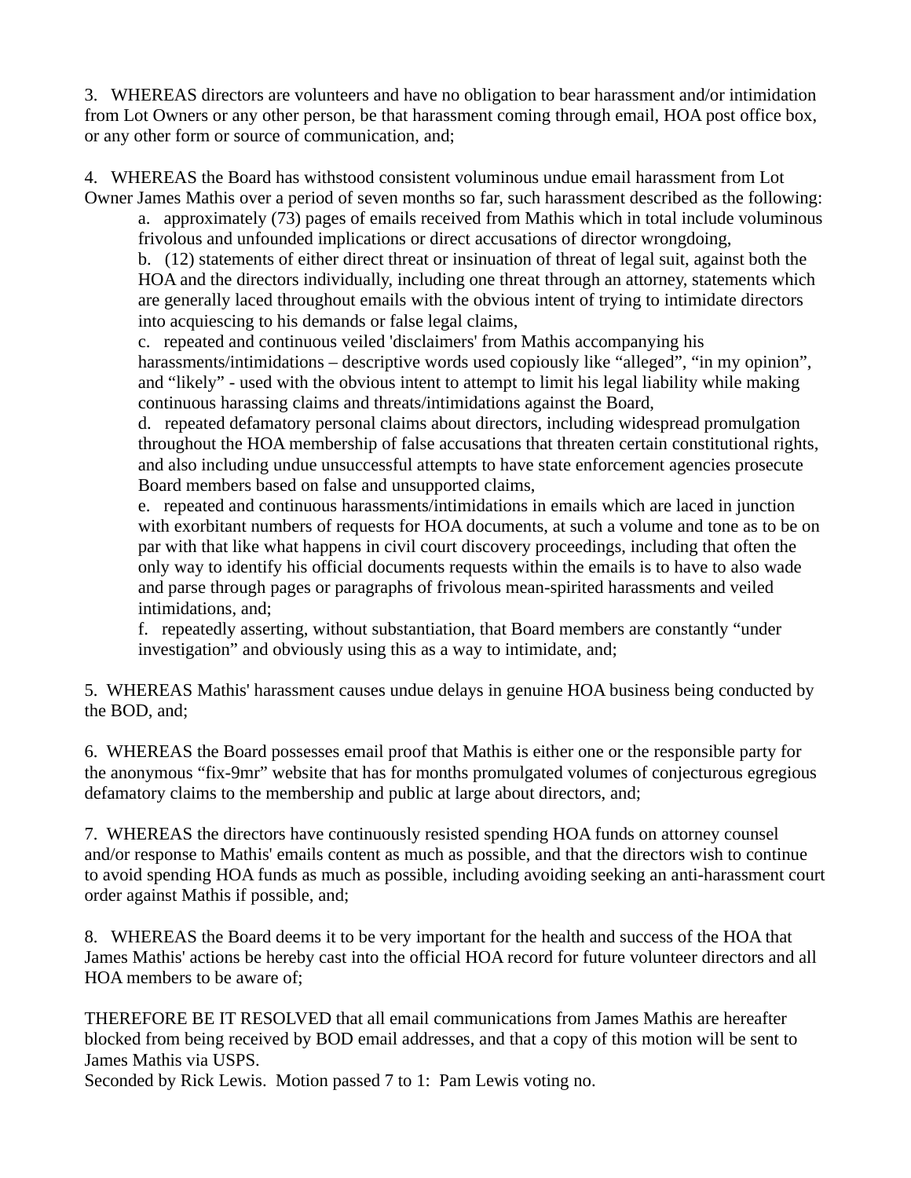3. WHEREAS directors are volunteers and have no obligation to bear harassment and/or intimidation from Lot Owners or any other person, be that harassment coming through email, HOA post office box, or any other form or source of communication, and;

4. WHEREAS the Board has withstood consistent voluminous undue email harassment from Lot Owner James Mathis over a period of seven months so far, such harassment described as the following:

   a. approximately (73) pages of emails received from Mathis which in total include voluminous frivolous and unfounded implications or direct accusations of director wrongdoing,

   b. (12) statements of either direct threat or insinuation of threat of legal suit, against both the HOA and the directors individually, including one threat through an attorney, statements which are generally laced throughout emails with the obvious intent of trying to intimidate directors into acquiescing to his demands or false legal claims,

   c. repeated and continuous veiled 'disclaimers' from Mathis accompanying his harassments/intimidations – descriptive words used copiously like "alleged", "in my opinion", and "likely" - used with the obvious intent to attempt to limit his legal liability while making continuous harassing claims and threats/intimidations against the Board,

   d. repeated defamatory personal claims about directors, including widespread promulgation throughout the HOA membership of false accusations that threaten certain constitutional rights, and also including undue unsuccessful attempts to have state enforcement agencies prosecute Board members based on false and unsupported claims,

   e. repeated and continuous harassments/intimidations in emails which are laced in junction with exorbitant numbers of requests for HOA documents, at such a volume and tone as to be on par with that like what happens in civil court discovery proceedings, including that often the only way to identify his official documents requests within the emails is to have to also wade and parse through pages or paragraphs of frivolous mean-spirited harassments and veiled intimidations, and;

   f. repeatedly asserting, without substantiation, that Board members are constantly "under investigation" and obviously using this as a way to intimidate, and;

5. WHEREAS Mathis' harassment causes undue delays in genuine HOA business being conducted by the BOD, and;

6. WHEREAS the Board possesses email proof that Mathis is either one or the responsible party for the anonymous "fix-9mr" website that has for months promulgated volumes of conjecturous egregious defamatory claims to the membership and public at large about directors, and;

7. WHEREAS the directors have continuously resisted spending HOA funds on attorney counsel and/or response to Mathis' emails content as much as possible, and that the directors wish to continue to avoid spending HOA funds as much as possible, including avoiding seeking an anti-harassment court order against Mathis if possible, and;

8. WHEREAS the Board deems it to be very important for the health and success of the HOA that James Mathis' actions be hereby cast into the official HOA record for future volunteer directors and all HOA members to be aware of;

THEREFORE BE IT RESOLVED that all email communications from James Mathis are hereafter blocked from being received by BOD email addresses, and that a copy of this motion will be sent to James Mathis via USPS.
Seconded by Rick Lewis. Motion passed 7 to 1: Pam Lewis voting no.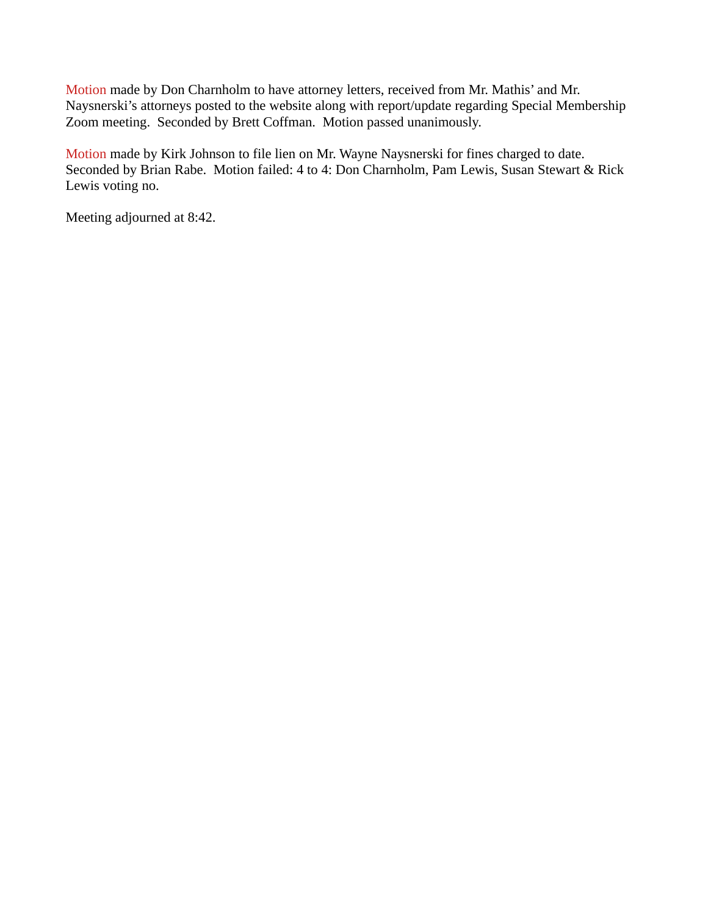Motion made by Don Charnholm to have attorney letters, received from Mr. Mathis' and Mr. Naysnerski's attorneys posted to the website along with report/update regarding Special Membership Zoom meeting. Seconded by Brett Coffman. Motion passed unanimously.

Motion made by Kirk Johnson to file lien on Mr. Wayne Naysnerski for fines charged to date. Seconded by Brian Rabe. Motion failed: 4 to 4: Don Charnholm, Pam Lewis, Susan Stewart & Rick Lewis voting no.

Meeting adjourned at 8:42.